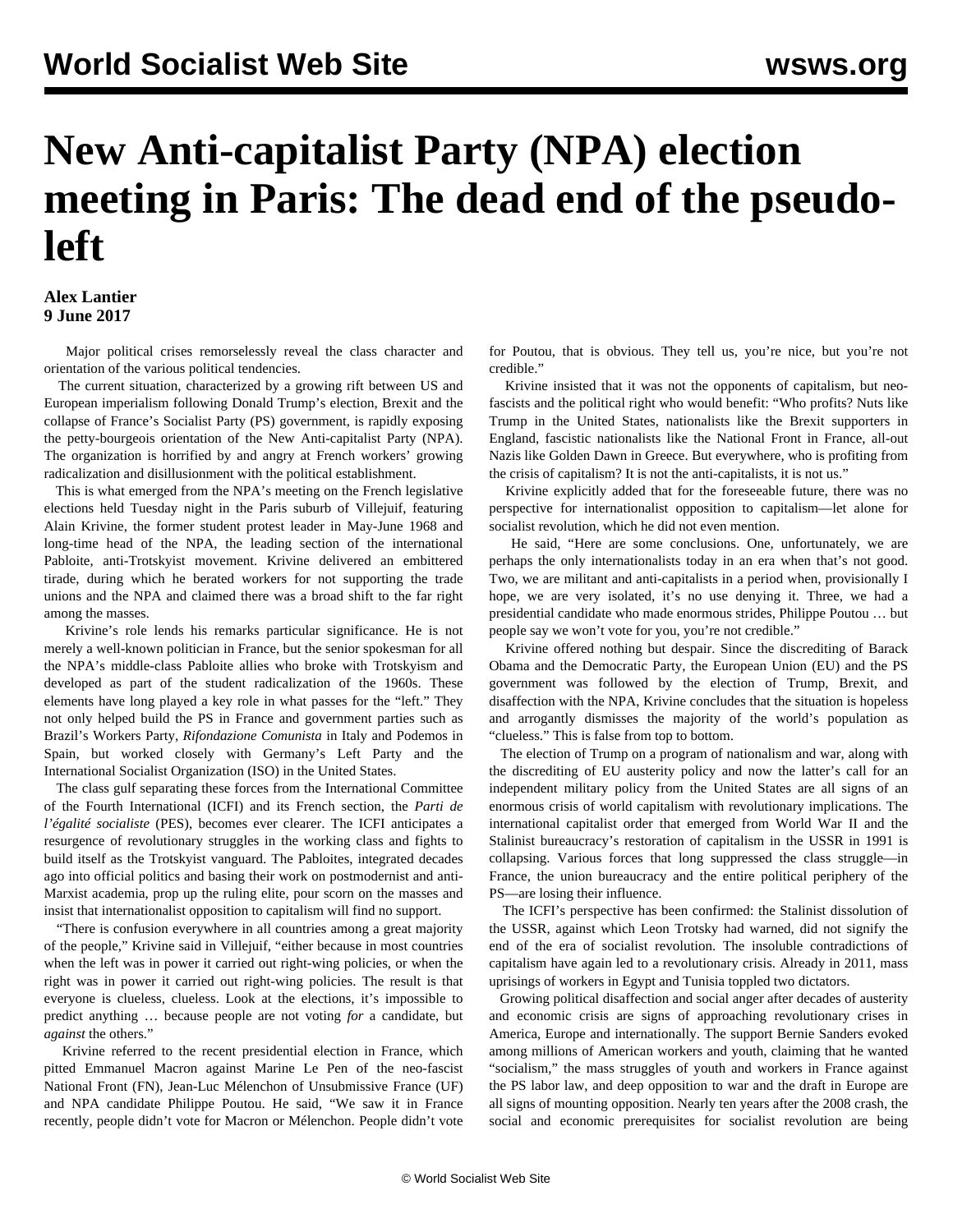# New Anti-capitalist Party (NPA) election meeting in Paris: The dead end of the pseudo-left

**Alex Lantier**
**9 June 2017**

Major political crises remorselessly reveal the class character and orientation of the various political tendencies.

The current situation, characterized by a growing rift between US and European imperialism following Donald Trump's election, Brexit and the collapse of France's Socialist Party (PS) government, is rapidly exposing the petty-bourgeois orientation of the New Anti-capitalist Party (NPA). The organization is horrified by and angry at French workers' growing radicalization and disillusionment with the political establishment.

This is what emerged from the NPA's meeting on the French legislative elections held Tuesday night in the Paris suburb of Villejuif, featuring Alain Krivine, the former student protest leader in May-June 1968 and long-time head of the NPA, the leading section of the international Pabloite, anti-Trotskyist movement. Krivine delivered an embittered tirade, during which he berated workers for not supporting the trade unions and the NPA and claimed there was a broad shift to the far right among the masses.

Krivine's role lends his remarks particular significance. He is not merely a well-known politician in France, but the senior spokesman for all the NPA's middle-class Pabloite allies who broke with Trotskyism and developed as part of the student radicalization of the 1960s. These elements have long played a key role in what passes for the "left." They not only helped build the PS in France and government parties such as Brazil's Workers Party, *Rifondazione Comunista* in Italy and Podemos in Spain, but worked closely with Germany's Left Party and the International Socialist Organization (ISO) in the United States.

The class gulf separating these forces from the International Committee of the Fourth International (ICFI) and its French section, the *Parti de l'égalité socialiste* (PES), becomes ever clearer. The ICFI anticipates a resurgence of revolutionary struggles in the working class and fights to build itself as the Trotskyist vanguard. The Pabloites, integrated decades ago into official politics and basing their work on postmodernist and anti-Marxist academia, prop up the ruling elite, pour scorn on the masses and insist that internationalist opposition to capitalism will find no support.

"There is confusion everywhere in all countries among a great majority of the people," Krivine said in Villejuif, "either because in most countries when the left was in power it carried out right-wing policies, or when the right was in power it carried out right-wing policies. The result is that everyone is clueless, clueless. Look at the elections, it's impossible to predict anything … because people are not voting *for* a candidate, but *against* the others."

Krivine referred to the recent presidential election in France, which pitted Emmanuel Macron against Marine Le Pen of the neo-fascist National Front (FN), Jean-Luc Mélenchon of Unsubmissive France (UF) and NPA candidate Philippe Poutou. He said, "We saw it in France recently, people didn't vote for Macron or Mélenchon. People didn't vote for Poutou, that is obvious. They tell us, you're nice, but you're not credible."

Krivine insisted that it was not the opponents of capitalism, but neo-fascists and the political right who would benefit: "Who profits? Nuts like Trump in the United States, nationalists like the Brexit supporters in England, fascistic nationalists like the National Front in France, all-out Nazis like Golden Dawn in Greece. But everywhere, who is profiting from the crisis of capitalism? It is not the anti-capitalists, it is not us."

Krivine explicitly added that for the foreseeable future, there was no perspective for internationalist opposition to capitalism—let alone for socialist revolution, which he did not even mention.

He said, "Here are some conclusions. One, unfortunately, we are perhaps the only internationalists today in an era when that's not good. Two, we are militant and anti-capitalists in a period when, provisionally I hope, we are very isolated, it's no use denying it. Three, we had a presidential candidate who made enormous strides, Philippe Poutou … but people say we won't vote for you, you're not credible."

Krivine offered nothing but despair. Since the discrediting of Barack Obama and the Democratic Party, the European Union (EU) and the PS government was followed by the election of Trump, Brexit, and disaffection with the NPA, Krivine concludes that the situation is hopeless and arrogantly dismisses the majority of the world's population as "clueless." This is false from top to bottom.

The election of Trump on a program of nationalism and war, along with the discrediting of EU austerity policy and now the latter's call for an independent military policy from the United States are all signs of an enormous crisis of world capitalism with revolutionary implications. The international capitalist order that emerged from World War II and the Stalinist bureaucracy's restoration of capitalism in the USSR in 1991 is collapsing. Various forces that long suppressed the class struggle—in France, the union bureaucracy and the entire political periphery of the PS—are losing their influence.

The ICFI's perspective has been confirmed: the Stalinist dissolution of the USSR, against which Leon Trotsky had warned, did not signify the end of the era of socialist revolution. The insoluble contradictions of capitalism have again led to a revolutionary crisis. Already in 2011, mass uprisings of workers in Egypt and Tunisia toppled two dictators.

Growing political disaffection and social anger after decades of austerity and economic crisis are signs of approaching revolutionary crises in America, Europe and internationally. The support Bernie Sanders evoked among millions of American workers and youth, claiming that he wanted "socialism," the mass struggles of youth and workers in France against the PS labor law, and deep opposition to war and the draft in Europe are all signs of mounting opposition. Nearly ten years after the 2008 crash, the social and economic prerequisites for socialist revolution are being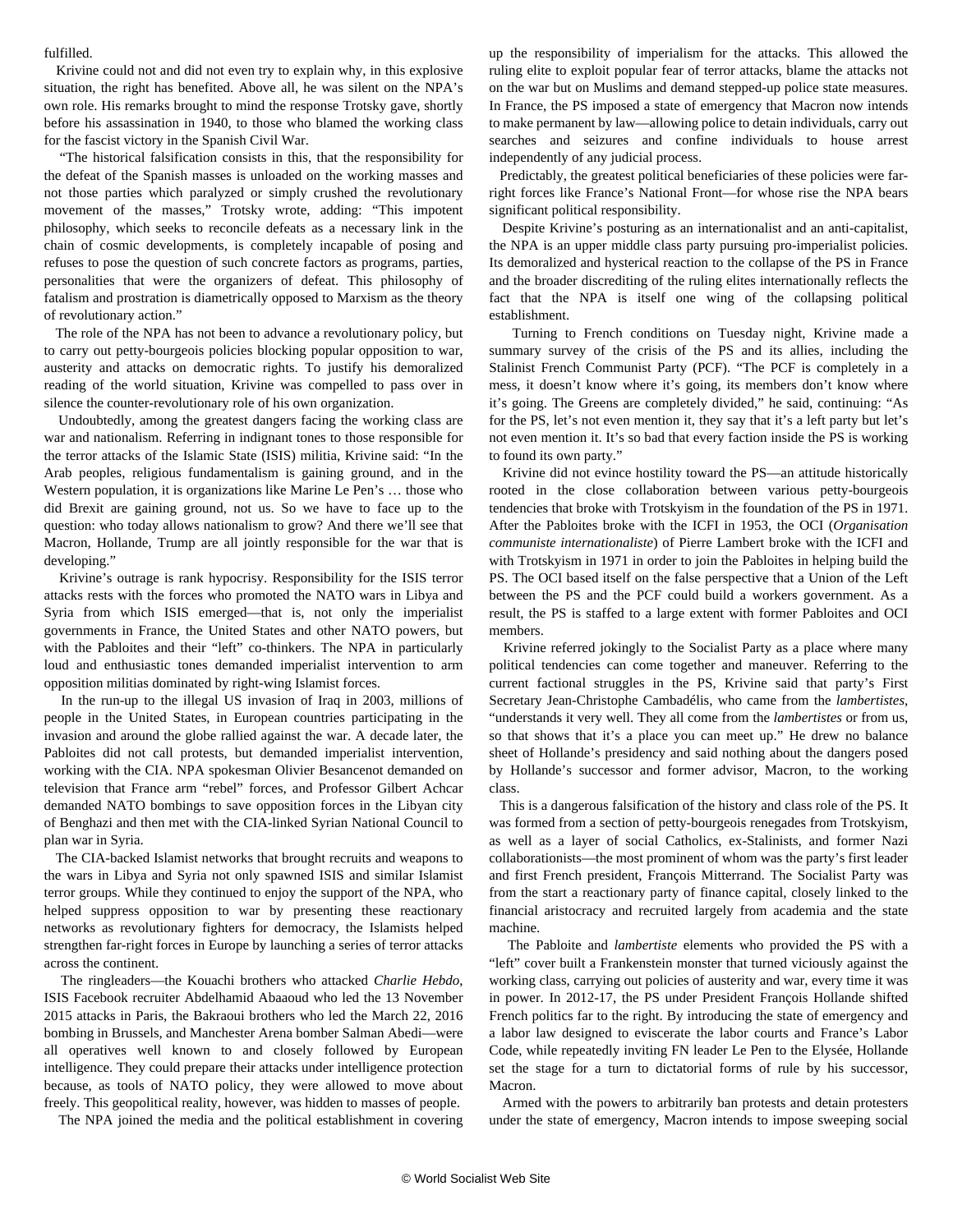fulfilled.

Krivine could not and did not even try to explain why, in this explosive situation, the right has benefited. Above all, he was silent on the NPA's own role. His remarks brought to mind the response Trotsky gave, shortly before his assassination in 1940, to those who blamed the working class for the fascist victory in the Spanish Civil War.

"The historical falsification consists in this, that the responsibility for the defeat of the Spanish masses is unloaded on the working masses and not those parties which paralyzed or simply crushed the revolutionary movement of the masses," Trotsky wrote, adding: "This impotent philosophy, which seeks to reconcile defeats as a necessary link in the chain of cosmic developments, is completely incapable of posing and refuses to pose the question of such concrete factors as programs, parties, personalities that were the organizers of defeat. This philosophy of fatalism and prostration is diametrically opposed to Marxism as the theory of revolutionary action."

The role of the NPA has not been to advance a revolutionary policy, but to carry out petty-bourgeois policies blocking popular opposition to war, austerity and attacks on democratic rights. To justify his demoralized reading of the world situation, Krivine was compelled to pass over in silence the counter-revolutionary role of his own organization.

Undoubtedly, among the greatest dangers facing the working class are war and nationalism. Referring in indignant tones to those responsible for the terror attacks of the Islamic State (ISIS) militia, Krivine said: "In the Arab peoples, religious fundamentalism is gaining ground, and in the Western population, it is organizations like Marine Le Pen's … those who did Brexit are gaining ground, not us. So we have to face up to the question: who today allows nationalism to grow? And there we'll see that Macron, Hollande, Trump are all jointly responsible for the war that is developing."

Krivine's outrage is rank hypocrisy. Responsibility for the ISIS terror attacks rests with the forces who promoted the NATO wars in Libya and Syria from which ISIS emerged—that is, not only the imperialist governments in France, the United States and other NATO powers, but with the Pabloites and their "left" co-thinkers. The NPA in particularly loud and enthusiastic tones demanded imperialist intervention to arm opposition militias dominated by right-wing Islamist forces.

In the run-up to the illegal US invasion of Iraq in 2003, millions of people in the United States, in European countries participating in the invasion and around the globe rallied against the war. A decade later, the Pabloites did not call protests, but demanded imperialist intervention, working with the CIA. NPA spokesman Olivier Besancenot demanded on television that France arm "rebel" forces, and Professor Gilbert Achcar demanded NATO bombings to save opposition forces in the Libyan city of Benghazi and then met with the CIA-linked Syrian National Council to plan war in Syria.

The CIA-backed Islamist networks that brought recruits and weapons to the wars in Libya and Syria not only spawned ISIS and similar Islamist terror groups. While they continued to enjoy the support of the NPA, who helped suppress opposition to war by presenting these reactionary networks as revolutionary fighters for democracy, the Islamists helped strengthen far-right forces in Europe by launching a series of terror attacks across the continent.

The ringleaders—the Kouachi brothers who attacked *Charlie Hebdo*, ISIS Facebook recruiter Abdelhamid Abaaoud who led the 13 November 2015 attacks in Paris, the Bakraoui brothers who led the March 22, 2016 bombing in Brussels, and Manchester Arena bomber Salman Abedi—were all operatives well known to and closely followed by European intelligence. They could prepare their attacks under intelligence protection because, as tools of NATO policy, they were allowed to move about freely. This geopolitical reality, however, was hidden to masses of people.

The NPA joined the media and the political establishment in covering up the responsibility of imperialism for the attacks. This allowed the ruling elite to exploit popular fear of terror attacks, blame the attacks not on the war but on Muslims and demand stepped-up police state measures. In France, the PS imposed a state of emergency that Macron now intends to make permanent by law—allowing police to detain individuals, carry out searches and seizures and confine individuals to house arrest independently of any judicial process.

Predictably, the greatest political beneficiaries of these policies were far-right forces like France's National Front—for whose rise the NPA bears significant political responsibility.

Despite Krivine's posturing as an internationalist and an anti-capitalist, the NPA is an upper middle class party pursuing pro-imperialist policies. Its demoralized and hysterical reaction to the collapse of the PS in France and the broader discrediting of the ruling elites internationally reflects the fact that the NPA is itself one wing of the collapsing political establishment.

Turning to French conditions on Tuesday night, Krivine made a summary survey of the crisis of the PS and its allies, including the Stalinist French Communist Party (PCF). "The PCF is completely in a mess, it doesn't know where it's going, its members don't know where it's going. The Greens are completely divided," he said, continuing: "As for the PS, let's not even mention it, they say that it's a left party but let's not even mention it. It's so bad that every faction inside the PS is working to found its own party."

Krivine did not evince hostility toward the PS—an attitude historically rooted in the close collaboration between various petty-bourgeois tendencies that broke with Trotskyism in the foundation of the PS in 1971. After the Pabloites broke with the ICFI in 1953, the OCI (*Organisation communiste internationaliste*) of Pierre Lambert broke with the ICFI and with Trotskyism in 1971 in order to join the Pabloites in helping build the PS. The OCI based itself on the false perspective that a Union of the Left between the PS and the PCF could build a workers government. As a result, the PS is staffed to a large extent with former Pabloites and OCI members.

Krivine referred jokingly to the Socialist Party as a place where many political tendencies can come together and maneuver. Referring to the current factional struggles in the PS, Krivine said that party's First Secretary Jean-Christophe Cambadélis, who came from the *lambertistes*, "understands it very well. They all come from the *lambertistes* or from us, so that shows that it's a place you can meet up." He drew no balance sheet of Hollande's presidency and said nothing about the dangers posed by Hollande's successor and former advisor, Macron, to the working class.

This is a dangerous falsification of the history and class role of the PS. It was formed from a section of petty-bourgeois renegades from Trotskyism, as well as a layer of social Catholics, ex-Stalinists, and former Nazi collaborationists—the most prominent of whom was the party's first leader and first French president, François Mitterrand. The Socialist Party was from the start a reactionary party of finance capital, closely linked to the financial aristocracy and recruited largely from academia and the state machine.

The Pabloite and *lambertiste* elements who provided the PS with a "left" cover built a Frankenstein monster that turned viciously against the working class, carrying out policies of austerity and war, every time it was in power. In 2012-17, the PS under President François Hollande shifted French politics far to the right. By introducing the state of emergency and a labor law designed to eviscerate the labor courts and France's Labor Code, while repeatedly inviting FN leader Le Pen to the Elysée, Hollande set the stage for a turn to dictatorial forms of rule by his successor, Macron.

Armed with the powers to arbitrarily ban protests and detain protesters under the state of emergency, Macron intends to impose sweeping social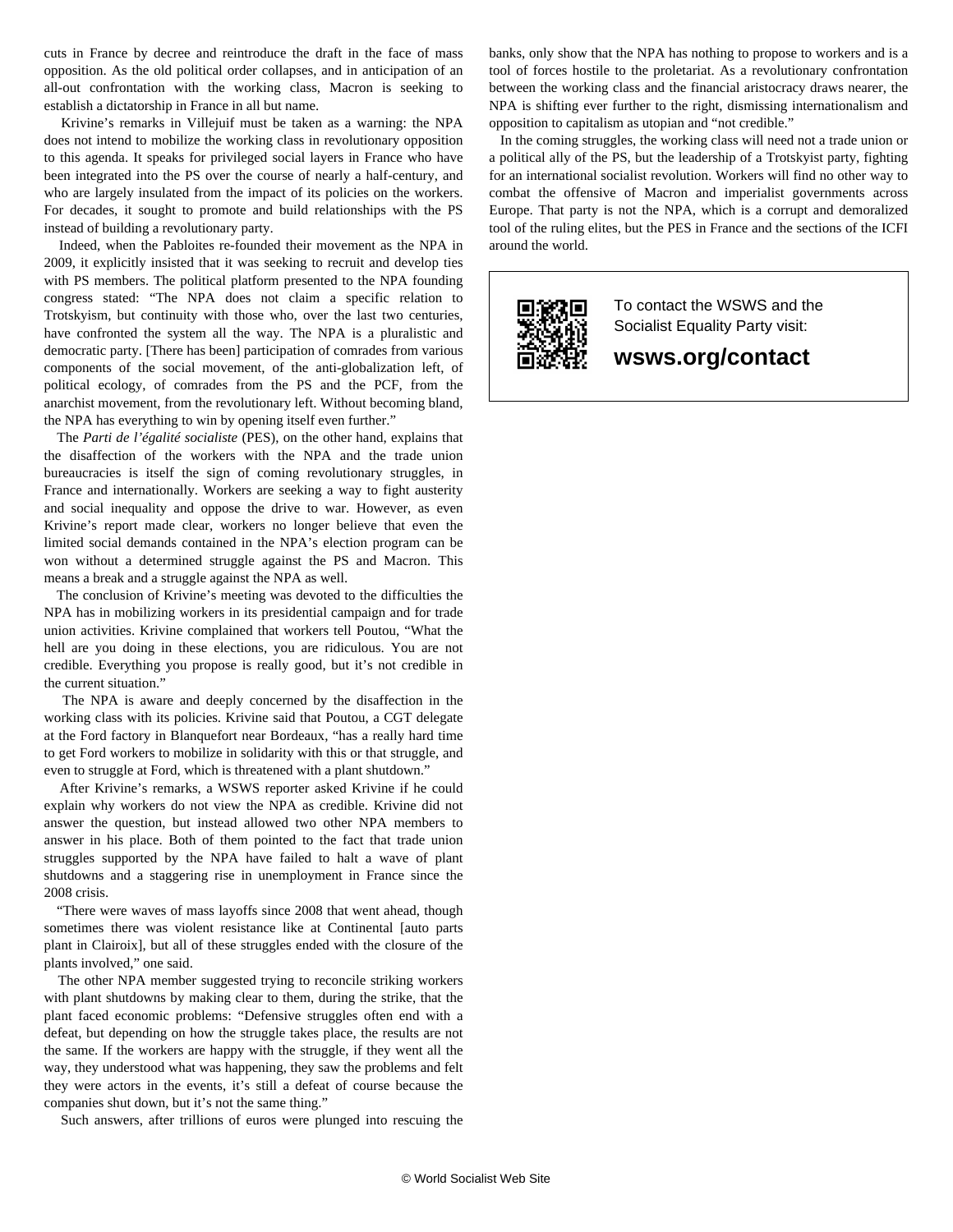cuts in France by decree and reintroduce the draft in the face of mass opposition. As the old political order collapses, and in anticipation of an all-out confrontation with the working class, Macron is seeking to establish a dictatorship in France in all but name.

Krivine's remarks in Villejuif must be taken as a warning: the NPA does not intend to mobilize the working class in revolutionary opposition to this agenda. It speaks for privileged social layers in France who have been integrated into the PS over the course of nearly a half-century, and who are largely insulated from the impact of its policies on the workers. For decades, it sought to promote and build relationships with the PS instead of building a revolutionary party.

Indeed, when the Pabloites re-founded their movement as the NPA in 2009, it explicitly insisted that it was seeking to recruit and develop ties with PS members. The political platform presented to the NPA founding congress stated: "The NPA does not claim a specific relation to Trotskyism, but continuity with those who, over the last two centuries, have confronted the system all the way. The NPA is a pluralistic and democratic party. [There has been] participation of comrades from various components of the social movement, of the anti-globalization left, of political ecology, of comrades from the PS and the PCF, from the anarchist movement, from the revolutionary left. Without becoming bland, the NPA has everything to win by opening itself even further."

The *Parti de l'égalité socialiste* (PES), on the other hand, explains that the disaffection of the workers with the NPA and the trade union bureaucracies is itself the sign of coming revolutionary struggles, in France and internationally. Workers are seeking a way to fight austerity and social inequality and oppose the drive to war. However, as even Krivine's report made clear, workers no longer believe that even the limited social demands contained in the NPA's election program can be won without a determined struggle against the PS and Macron. This means a break and a struggle against the NPA as well.

The conclusion of Krivine's meeting was devoted to the difficulties the NPA has in mobilizing workers in its presidential campaign and for trade union activities. Krivine complained that workers tell Poutou, "What the hell are you doing in these elections, you are ridiculous. You are not credible. Everything you propose is really good, but it's not credible in the current situation."

The NPA is aware and deeply concerned by the disaffection in the working class with its policies. Krivine said that Poutou, a CGT delegate at the Ford factory in Blanquefort near Bordeaux, "has a really hard time to get Ford workers to mobilize in solidarity with this or that struggle, and even to struggle at Ford, which is threatened with a plant shutdown."

After Krivine's remarks, a WSWS reporter asked Krivine if he could explain why workers do not view the NPA as credible. Krivine did not answer the question, but instead allowed two other NPA members to answer in his place. Both of them pointed to the fact that trade union struggles supported by the NPA have failed to halt a wave of plant shutdowns and a staggering rise in unemployment in France since the 2008 crisis.

"There were waves of mass layoffs since 2008 that went ahead, though sometimes there was violent resistance like at Continental [auto parts plant in Clairoix], but all of these struggles ended with the closure of the plants involved," one said.

The other NPA member suggested trying to reconcile striking workers with plant shutdowns by making clear to them, during the strike, that the plant faced economic problems: "Defensive struggles often end with a defeat, but depending on how the struggle takes place, the results are not the same. If the workers are happy with the struggle, if they went all the way, they understood what was happening, they saw the problems and felt they were actors in the events, it's still a defeat of course because the companies shut down, but it's not the same thing."

Such answers, after trillions of euros were plunged into rescuing the banks, only show that the NPA has nothing to propose to workers and is a tool of forces hostile to the proletariat. As a revolutionary confrontation between the working class and the financial aristocracy draws nearer, the NPA is shifting ever further to the right, dismissing internationalism and opposition to capitalism as utopian and "not credible."

In the coming struggles, the working class will need not a trade union or a political ally of the PS, but the leadership of a Trotskyist party, fighting for an international socialist revolution. Workers will find no other way to combat the offensive of Macron and imperialist governments across Europe. That party is not the NPA, which is a corrupt and demoralized tool of the ruling elites, but the PES in France and the sections of the ICFI around the world.

To contact the WSWS and the Socialist Equality Party visit:

**wsws.org/contact**